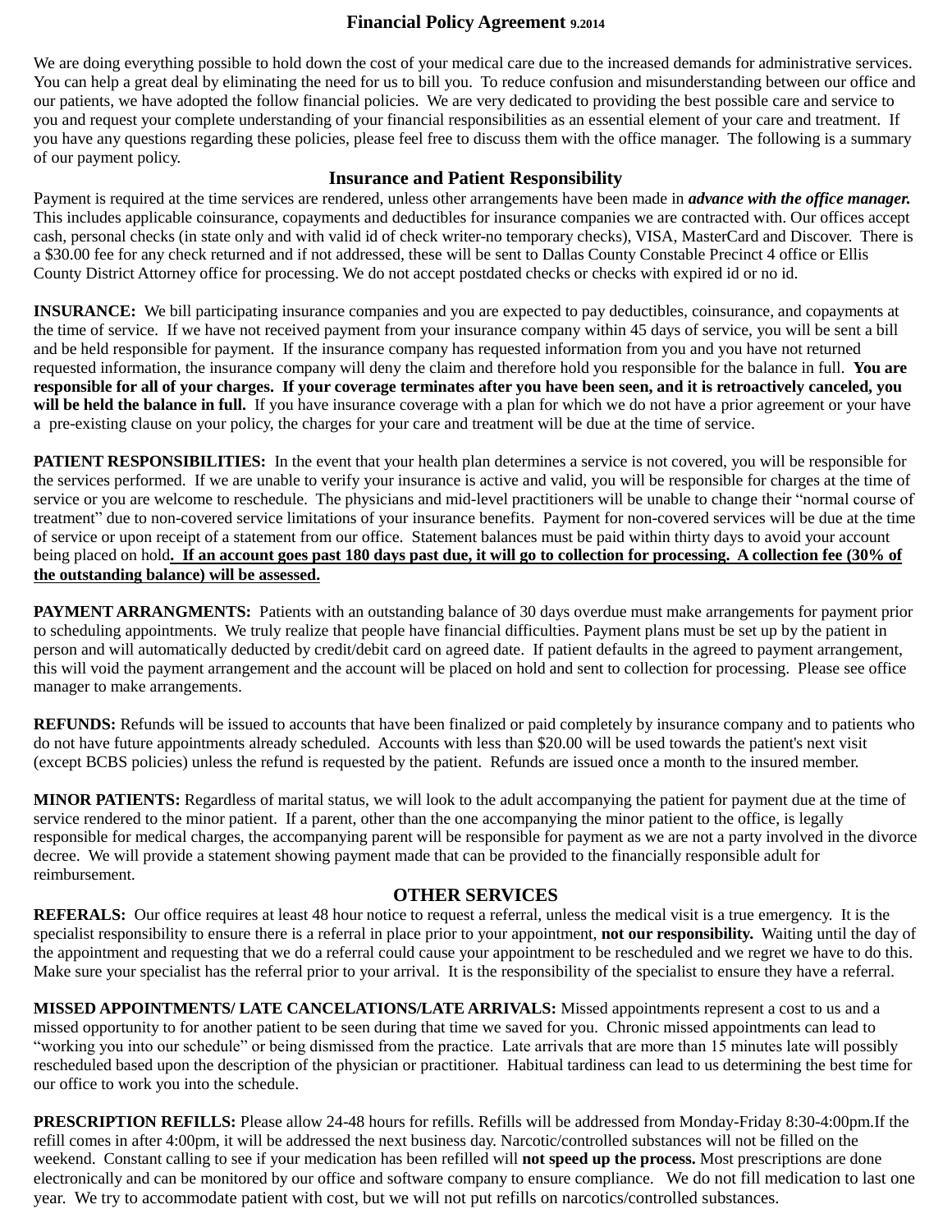# Financial Policy Agreement 9.2014

We are doing everything possible to hold down the cost of your medical care due to the increased demands for administrative services. You can help a great deal by eliminating the need for us to bill you. To reduce confusion and misunderstanding between our office and our patients, we have adopted the follow financial policies. We are very dedicated to providing the best possible care and service to you and request your complete understanding of your financial responsibilities as an essential element of your care and treatment. If you have any questions regarding these policies, please feel free to discuss them with the office manager. The following is a summary of our payment policy.

## Insurance and Patient Responsibility

Payment is required at the time services are rendered, unless other arrangements have been made in ***advance with the office manager.*** This includes applicable coinsurance, copayments and deductibles for insurance companies we are contracted with. Our offices accept cash, personal checks (in state only and with valid id of check writer-no temporary checks), VISA, MasterCard and Discover. There is a $30.00 fee for any check returned and if not addressed, these will be sent to Dallas County Constable Precinct 4 office or Ellis County District Attorney office for processing. We do not accept postdated checks or checks with expired id or no id.

**INSURANCE:** We bill participating insurance companies and you are expected to pay deductibles, coinsurance, and copayments at the time of service. If we have not received payment from your insurance company within 45 days of service, you will be sent a bill and be held responsible for payment. If the insurance company has requested information from you and you have not returned requested information, the insurance company will deny the claim and therefore hold you responsible for the balance in full. **You are responsible for all of your charges. If your coverage terminates after you have been seen, and it is retroactively canceled, you will be held the balance in full.** If you have insurance coverage with a plan for which we do not have a prior agreement or your have a pre-existing clause on your policy, the charges for your care and treatment will be due at the time of service.

**PATIENT RESPONSIBILITIES:** In the event that your health plan determines a service is not covered, you will be responsible for the services performed. If we are unable to verify your insurance is active and valid, you will be responsible for charges at the time of service or you are welcome to reschedule. The physicians and mid-level practitioners will be unable to change their "normal course of treatment" due to non-covered service limitations of your insurance benefits. Payment for non-covered services will be due at the time of service or upon receipt of a statement from our office. Statement balances must be paid within thirty days to avoid your account being placed on hold<u>**. If an account goes past 180 days past due, it will go to collection for processing. A collection fee (30% of the outstanding balance) will be assessed.**</u>

**PAYMENT ARRANGMENTS:** Patients with an outstanding balance of 30 days overdue must make arrangements for payment prior to scheduling appointments. We truly realize that people have financial difficulties. Payment plans must be set up by the patient in person and will automatically deducted by credit/debit card on agreed date. If patient defaults in the agreed to payment arrangement, this will void the payment arrangement and the account will be placed on hold and sent to collection for processing. Please see office manager to make arrangements.

**REFUNDS:** Refunds will be issued to accounts that have been finalized or paid completely by insurance company and to patients who do not have future appointments already scheduled. Accounts with less than $20.00 will be used towards the patient's next visit (except BCBS policies) unless the refund is requested by the patient. Refunds are issued once a month to the insured member.

**MINOR PATIENTS:** Regardless of marital status, we will look to the adult accompanying the patient for payment due at the time of service rendered to the minor patient. If a parent, other than the one accompanying the minor patient to the office, is legally responsible for medical charges, the accompanying parent will be responsible for payment as we are not a party involved in the divorce decree. We will provide a statement showing payment made that can be provided to the financially responsible adult for reimbursement.

## OTHER SERVICES

**REFERALS:** Our office requires at least 48 hour notice to request a referral, unless the medical visit is a true emergency. It is the specialist responsibility to ensure there is a referral in place prior to your appointment, **not our responsibility.** Waiting until the day of the appointment and requesting that we do a referral could cause your appointment to be rescheduled and we regret we have to do this. Make sure your specialist has the referral prior to your arrival. It is the responsibility of the specialist to ensure they have a referral.

**MISSED APPOINTMENTS/ LATE CANCELATIONS/LATE ARRIVALS:** Missed appointments represent a cost to us and a missed opportunity to for another patient to be seen during that time we saved for you. Chronic missed appointments can lead to "working you into our schedule" or being dismissed from the practice. Late arrivals that are more than 15 minutes late will possibly rescheduled based upon the description of the physician or practitioner. Habitual tardiness can lead to us determining the best time for our office to work you into the schedule.

**PRESCRIPTION REFILLS:** Please allow 24-48 hours for refills. Refills will be addressed from Monday-Friday 8:30-4:00pm.If the refill comes in after 4:00pm, it will be addressed the next business day. Narcotic/controlled substances will not be filled on the weekend. Constant calling to see if your medication has been refilled will **not speed up the process.** Most prescriptions are done electronically and can be monitored by our office and software company to ensure compliance. We do not fill medication to last one year. We try to accommodate patient with cost, but we will not put refills on narcotics/controlled substances.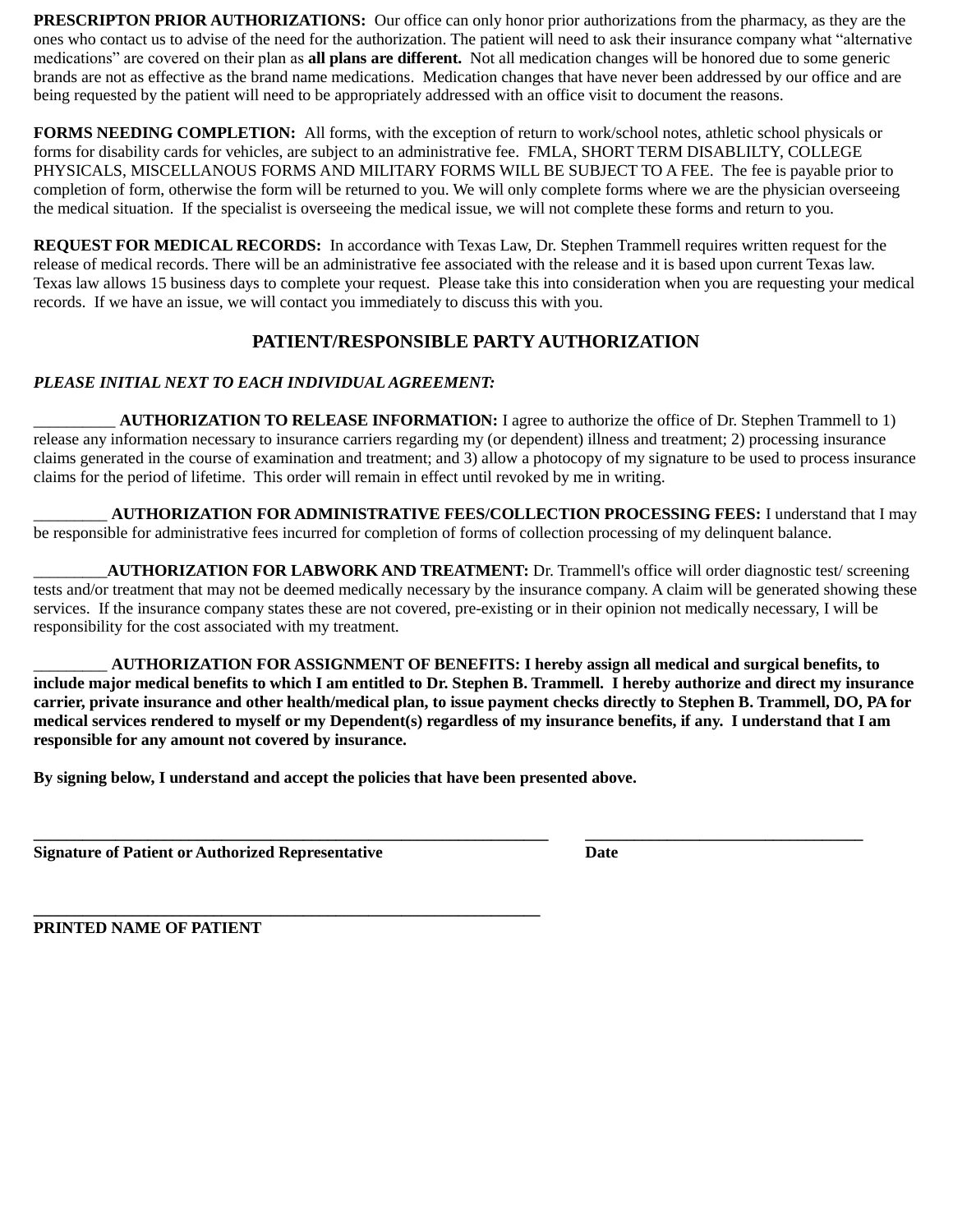**PRESCRIPTON PRIOR AUTHORIZATIONS:** Our office can only honor prior authorizations from the pharmacy, as they are the ones who contact us to advise of the need for the authorization. The patient will need to ask their insurance company what "alternative medications" are covered on their plan as **all plans are different.** Not all medication changes will be honored due to some generic brands are not as effective as the brand name medications. Medication changes that have never been addressed by our office and are being requested by the patient will need to be appropriately addressed with an office visit to document the reasons.

**FORMS NEEDING COMPLETION:** All forms, with the exception of return to work/school notes, athletic school physicals or forms for disability cards for vehicles, are subject to an administrative fee. FMLA, SHORT TERM DISABLILTY, COLLEGE PHYSICALS, MISCELLANOUS FORMS AND MILITARY FORMS WILL BE SUBJECT TO A FEE. The fee is payable prior to completion of form, otherwise the form will be returned to you. We will only complete forms where we are the physician overseeing the medical situation. If the specialist is overseeing the medical issue, we will not complete these forms and return to you.

**REQUEST FOR MEDICAL RECORDS:** In accordance with Texas Law, Dr. Stephen Trammell requires written request for the release of medical records. There will be an administrative fee associated with the release and it is based upon current Texas law. Texas law allows 15 business days to complete your request. Please take this into consideration when you are requesting your medical records. If we have an issue, we will contact you immediately to discuss this with you.

## PATIENT/RESPONSIBLE PARTY AUTHORIZATION

***PLEASE INITIAL NEXT TO EACH INDIVIDUAL AGREEMENT:***

__________ **AUTHORIZATION TO RELEASE INFORMATION:** I agree to authorize the office of Dr. Stephen Trammell to 1) release any information necessary to insurance carriers regarding my (or dependent) illness and treatment; 2) processing insurance claims generated in the course of examination and treatment; and 3) allow a photocopy of my signature to be used to process insurance claims for the period of lifetime. This order will remain in effect until revoked by me in writing.

_________ **AUTHORIZATION FOR ADMINISTRATIVE FEES/COLLECTION PROCESSING FEES:** I understand that I may be responsible for administrative fees incurred for completion of forms of collection processing of my delinquent balance.

_________**AUTHORIZATION FOR LABWORK AND TREATMENT:** Dr. Trammell's office will order diagnostic test/ screening tests and/or treatment that may not be deemed medically necessary by the insurance company. A claim will be generated showing these services. If the insurance company states these are not covered, pre-existing or in their opinion not medically necessary, I will be responsibility for the cost associated with my treatment.

_________ **AUTHORIZATION FOR ASSIGNMENT OF BENEFITS: I hereby assign all medical and surgical benefits, to include major medical benefits to which I am entitled to Dr. Stephen B. Trammell. I hereby authorize and direct my insurance carrier, private insurance and other health/medical plan, to issue payment checks directly to Stephen B. Trammell, DO, PA for medical services rendered to myself or my Dependent(s) regardless of my insurance benefits, if any. I understand that I am responsible for any amount not covered by insurance.**

**By signing below, I understand and accept the policies that have been presented above.**

_________________________________________________________________ __________________________________

**Signature of Patient or Authorized Representative** **Date**

_________________________________________________________________

**PRINTED NAME OF PATIENT**